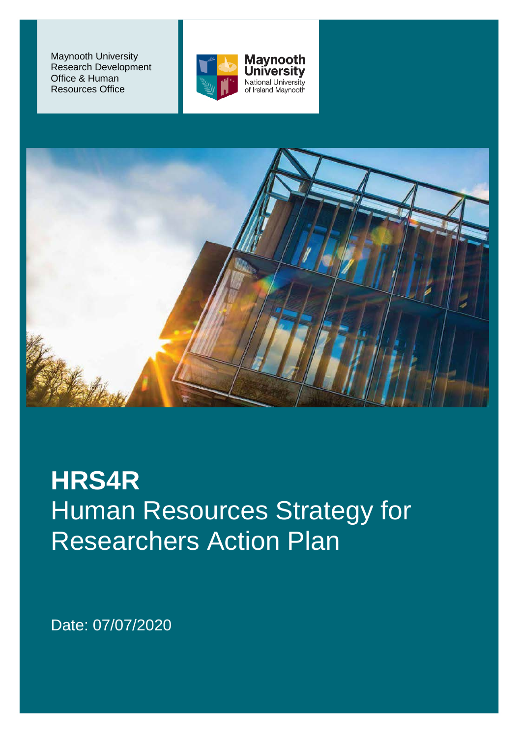Maynooth University
Research Development
Office & Human
Resources Office

Maynooth University
National University
of Ireland Maynooth

# HRS4R

Human Resources Strategy for Researchers Action Plan

Date: 07/07/2020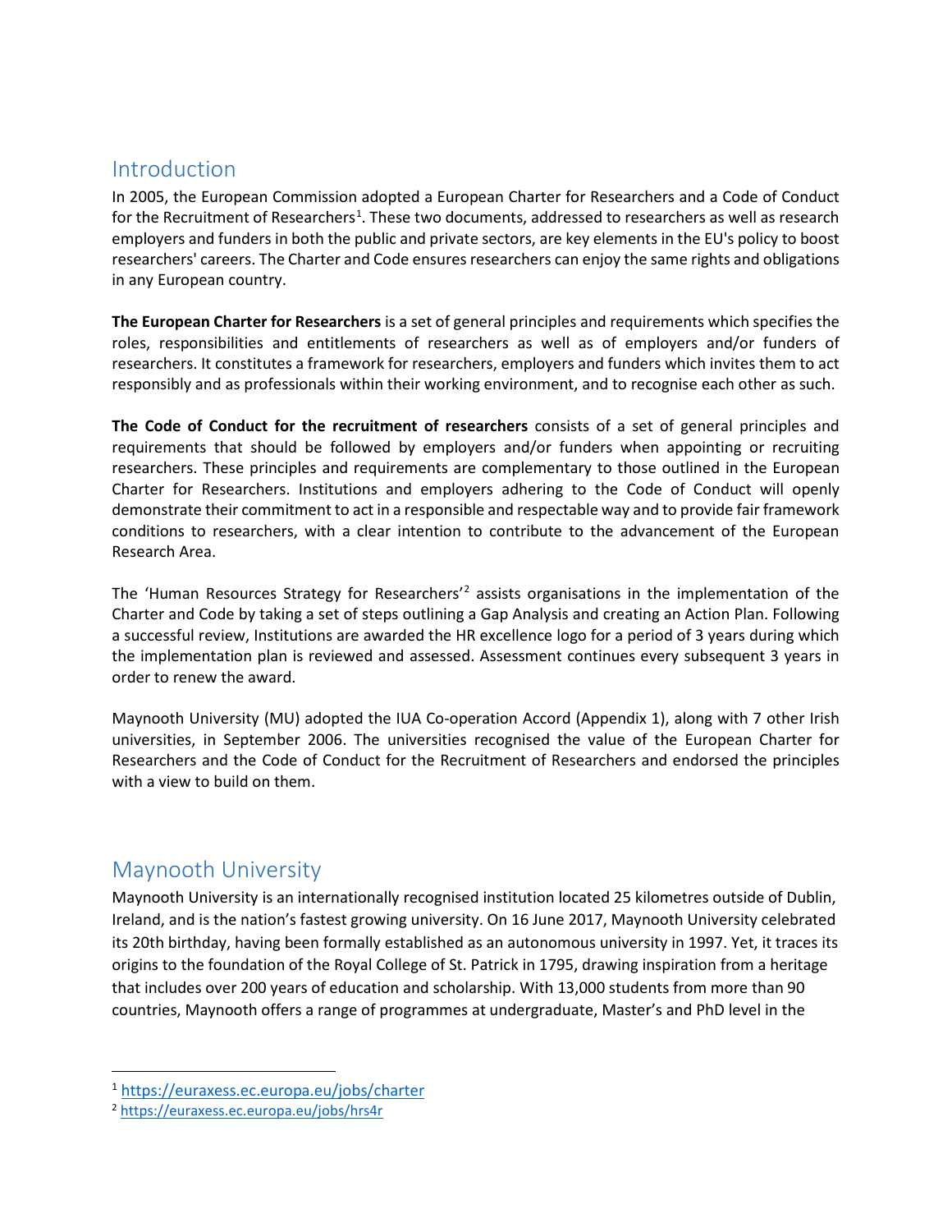## Introduction

In 2005, the European Commission adopted a European Charter for Researchers and a Code of Conduct for the Recruitment of Researchers[1]. These two documents, addressed to researchers as well as research employers and funders in both the public and private sectors, are key elements in the EU's policy to boost researchers' careers. The Charter and Code ensures researchers can enjoy the same rights and obligations in any European country.

**The European Charter for Researchers** is a set of general principles and requirements which specifies the roles, responsibilities and entitlements of researchers as well as of employers and/or funders of researchers. It constitutes a framework for researchers, employers and funders which invites them to act responsibly and as professionals within their working environment, and to recognise each other as such.

**The Code of Conduct for the recruitment of researchers** consists of a set of general principles and requirements that should be followed by employers and/or funders when appointing or recruiting researchers. These principles and requirements are complementary to those outlined in the European Charter for Researchers. Institutions and employers adhering to the Code of Conduct will openly demonstrate their commitment to act in a responsible and respectable way and to provide fair framework conditions to researchers, with a clear intention to contribute to the advancement of the European Research Area.

The 'Human Resources Strategy for Researchers'[2] assists organisations in the implementation of the Charter and Code by taking a set of steps outlining a Gap Analysis and creating an Action Plan. Following a successful review, Institutions are awarded the HR excellence logo for a period of 3 years during which the implementation plan is reviewed and assessed. Assessment continues every subsequent 3 years in order to renew the award.

Maynooth University (MU) adopted the IUA Co-operation Accord (Appendix 1), along with 7 other Irish universities, in September 2006. The universities recognised the value of the European Charter for Researchers and the Code of Conduct for the Recruitment of Researchers and endorsed the principles with a view to build on them.

## Maynooth University

Maynooth University is an internationally recognised institution located 25 kilometres outside of Dublin, Ireland, and is the nation's fastest growing university. On 16 June 2017, Maynooth University celebrated its 20th birthday, having been formally established as an autonomous university in 1997. Yet, it traces its origins to the foundation of the Royal College of St. Patrick in 1795, drawing inspiration from a heritage that includes over 200 years of education and scholarship. With 13,000 students from more than 90 countries, Maynooth offers a range of programmes at undergraduate, Master's and PhD level in the

[1] https://euraxess.ec.europa.eu/jobs/charter

[2] https://euraxess.ec.europa.eu/jobs/hrs4r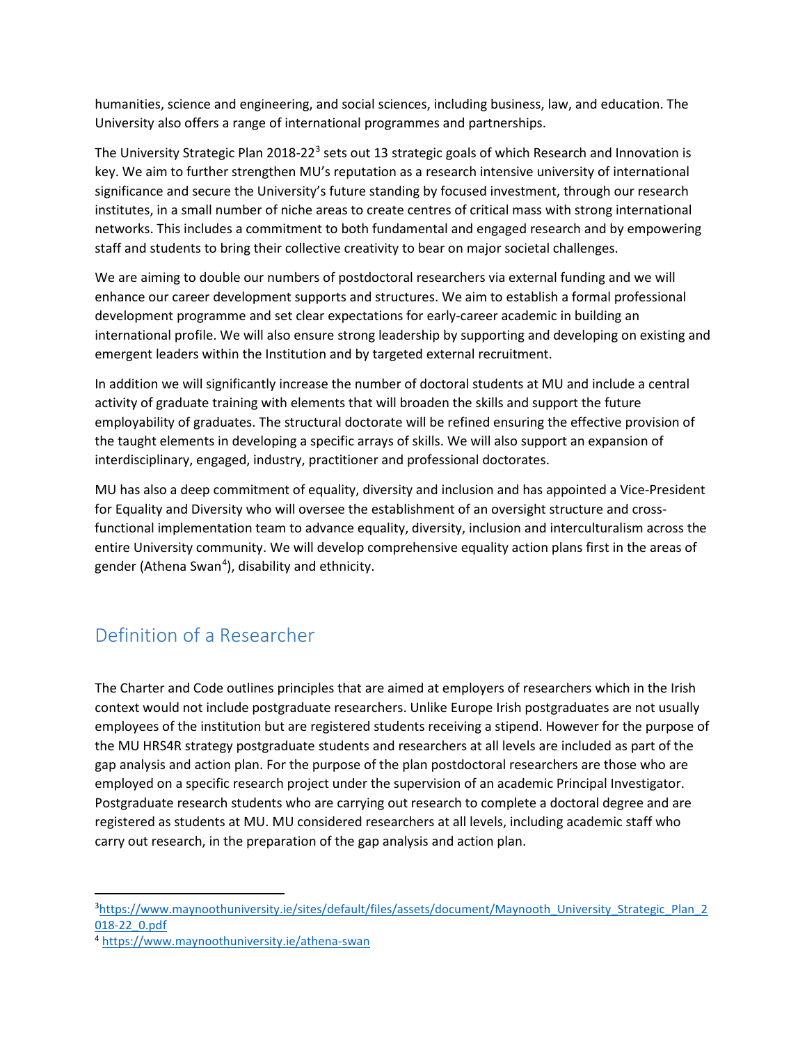humanities, science and engineering, and social sciences, including business, law, and education. The University also offers a range of international programmes and partnerships.

The University Strategic Plan 2018-22[3] sets out 13 strategic goals of which Research and Innovation is key. We aim to further strengthen MU's reputation as a research intensive university of international significance and secure the University's future standing by focused investment, through our research institutes, in a small number of niche areas to create centres of critical mass with strong international networks. This includes a commitment to both fundamental and engaged research and by empowering staff and students to bring their collective creativity to bear on major societal challenges.

We are aiming to double our numbers of postdoctoral researchers via external funding and we will enhance our career development supports and structures. We aim to establish a formal professional development programme and set clear expectations for early-career academic in building an international profile. We will also ensure strong leadership by supporting and developing on existing and emergent leaders within the Institution and by targeted external recruitment.

In addition we will significantly increase the number of doctoral students at MU and include a central activity of graduate training with elements that will broaden the skills and support the future employability of graduates. The structural doctorate will be refined ensuring the effective provision of the taught elements in developing a specific arrays of skills. We will also support an expansion of interdisciplinary, engaged, industry, practitioner and professional doctorates.

MU has also a deep commitment of equality, diversity and inclusion and has appointed a Vice-President for Equality and Diversity who will oversee the establishment of an oversight structure and cross-functional implementation team to advance equality, diversity, inclusion and interculturalism across the entire University community. We will develop comprehensive equality action plans first in the areas of gender (Athena Swan[4]), disability and ethnicity.

## Definition of a Researcher

The Charter and Code outlines principles that are aimed at employers of researchers which in the Irish context would not include postgraduate researchers. Unlike Europe Irish postgraduates are not usually employees of the institution but are registered students receiving a stipend. However for the purpose of the MU HRS4R strategy postgraduate students and researchers at all levels are included as part of the gap analysis and action plan. For the purpose of the plan postdoctoral researchers are those who are employed on a specific research project under the supervision of an academic Principal Investigator. Postgraduate research students who are carrying out research to complete a doctoral degree and are registered as students at MU. MU considered researchers at all levels, including academic staff who carry out research, in the preparation of the gap analysis and action plan.

---

[3] https://www.maynoothuniversity.ie/sites/default/files/assets/document/Maynooth_University_Strategic_Plan_2018-22_0.pdf

[4] https://www.maynoothuniversity.ie/athena-swan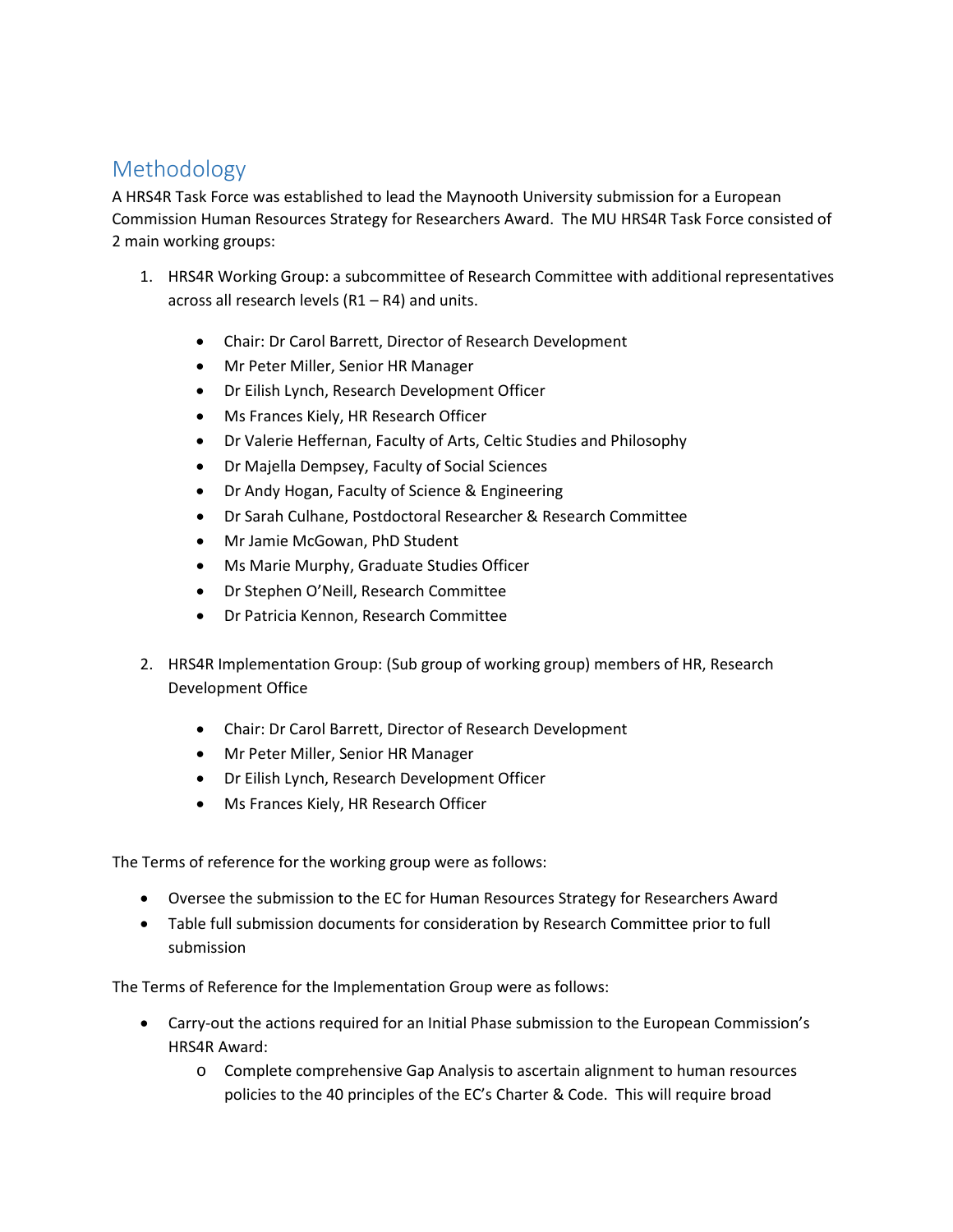## Methodology

A HRS4R Task Force was established to lead the Maynooth University submission for a European Commission Human Resources Strategy for Researchers Award. The MU HRS4R Task Force consisted of 2 main working groups:

1. HRS4R Working Group: a subcommittee of Research Committee with additional representatives across all research levels (R1 – R4) and units.
    - Chair: Dr Carol Barrett, Director of Research Development
    - Mr Peter Miller, Senior HR Manager
    - Dr Eilish Lynch, Research Development Officer
    - Ms Frances Kiely, HR Research Officer
    - Dr Valerie Heffernan, Faculty of Arts, Celtic Studies and Philosophy
    - Dr Majella Dempsey, Faculty of Social Sciences
    - Dr Andy Hogan, Faculty of Science & Engineering
    - Dr Sarah Culhane, Postdoctoral Researcher & Research Committee
    - Mr Jamie McGowan, PhD Student
    - Ms Marie Murphy, Graduate Studies Officer
    - Dr Stephen O'Neill, Research Committee
    - Dr Patricia Kennon, Research Committee

2. HRS4R Implementation Group: (Sub group of working group) members of HR, Research Development Office
    - Chair: Dr Carol Barrett, Director of Research Development
    - Mr Peter Miller, Senior HR Manager
    - Dr Eilish Lynch, Research Development Officer
    - Ms Frances Kiely, HR Research Officer

The Terms of reference for the working group were as follows:

- Oversee the submission to the EC for Human Resources Strategy for Researchers Award
- Table full submission documents for consideration by Research Committee prior to full submission

The Terms of Reference for the Implementation Group were as follows:

- Carry-out the actions required for an Initial Phase submission to the European Commission's HRS4R Award:
    - Complete comprehensive Gap Analysis to ascertain alignment to human resources policies to the 40 principles of the EC's Charter & Code. This will require broad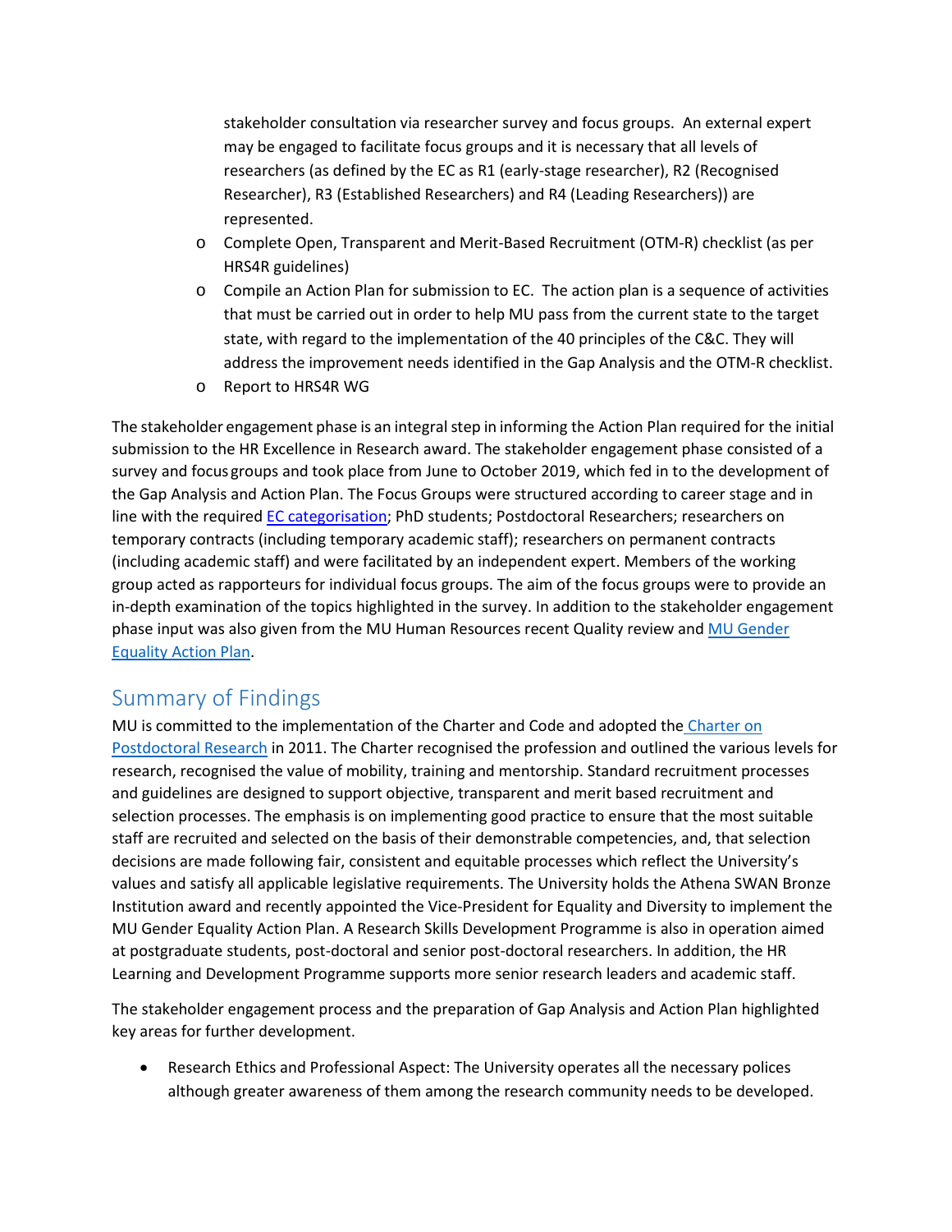stakeholder consultation via researcher survey and focus groups. An external expert may be engaged to facilitate focus groups and it is necessary that all levels of researchers (as defined by the EC as R1 (early-stage researcher), R2 (Recognised Researcher), R3 (Established Researchers) and R4 (Leading Researchers)) are represented.

- Complete Open, Transparent and Merit-Based Recruitment (OTM-R) checklist (as per HRS4R guidelines)
- Compile an Action Plan for submission to EC. The action plan is a sequence of activities that must be carried out in order to help MU pass from the current state to the target state, with regard to the implementation of the 40 principles of the C&C. They will address the improvement needs identified in the Gap Analysis and the OTM-R checklist.
- Report to HRS4R WG

The stakeholder engagement phase is an integral step in informing the Action Plan required for the initial submission to the HR Excellence in Research award. The stakeholder engagement phase consisted of a survey and focus groups and took place from June to October 2019, which fed in to the development of the Gap Analysis and Action Plan. The Focus Groups were structured according to career stage and in line with the required EC categorisation; PhD students; Postdoctoral Researchers; researchers on temporary contracts (including temporary academic staff); researchers on permanent contracts (including academic staff) and were facilitated by an independent expert. Members of the working group acted as rapporteurs for individual focus groups. The aim of the focus groups were to provide an in-depth examination of the topics highlighted in the survey. In addition to the stakeholder engagement phase input was also given from the MU Human Resources recent Quality review and MU Gender Equality Action Plan.

## Summary of Findings

MU is committed to the implementation of the Charter and Code and adopted the Charter on Postdoctoral Research in 2011. The Charter recognised the profession and outlined the various levels for research, recognised the value of mobility, training and mentorship. Standard recruitment processes and guidelines are designed to support objective, transparent and merit based recruitment and selection processes. The emphasis is on implementing good practice to ensure that the most suitable staff are recruited and selected on the basis of their demonstrable competencies, and, that selection decisions are made following fair, consistent and equitable processes which reflect the University's values and satisfy all applicable legislative requirements. The University holds the Athena SWAN Bronze Institution award and recently appointed the Vice-President for Equality and Diversity to implement the MU Gender Equality Action Plan. A Research Skills Development Programme is also in operation aimed at postgraduate students, post-doctoral and senior post-doctoral researchers. In addition, the HR Learning and Development Programme supports more senior research leaders and academic staff.

The stakeholder engagement process and the preparation of Gap Analysis and Action Plan highlighted key areas for further development.

- Research Ethics and Professional Aspect: The University operates all the necessary polices although greater awareness of them among the research community needs to be developed.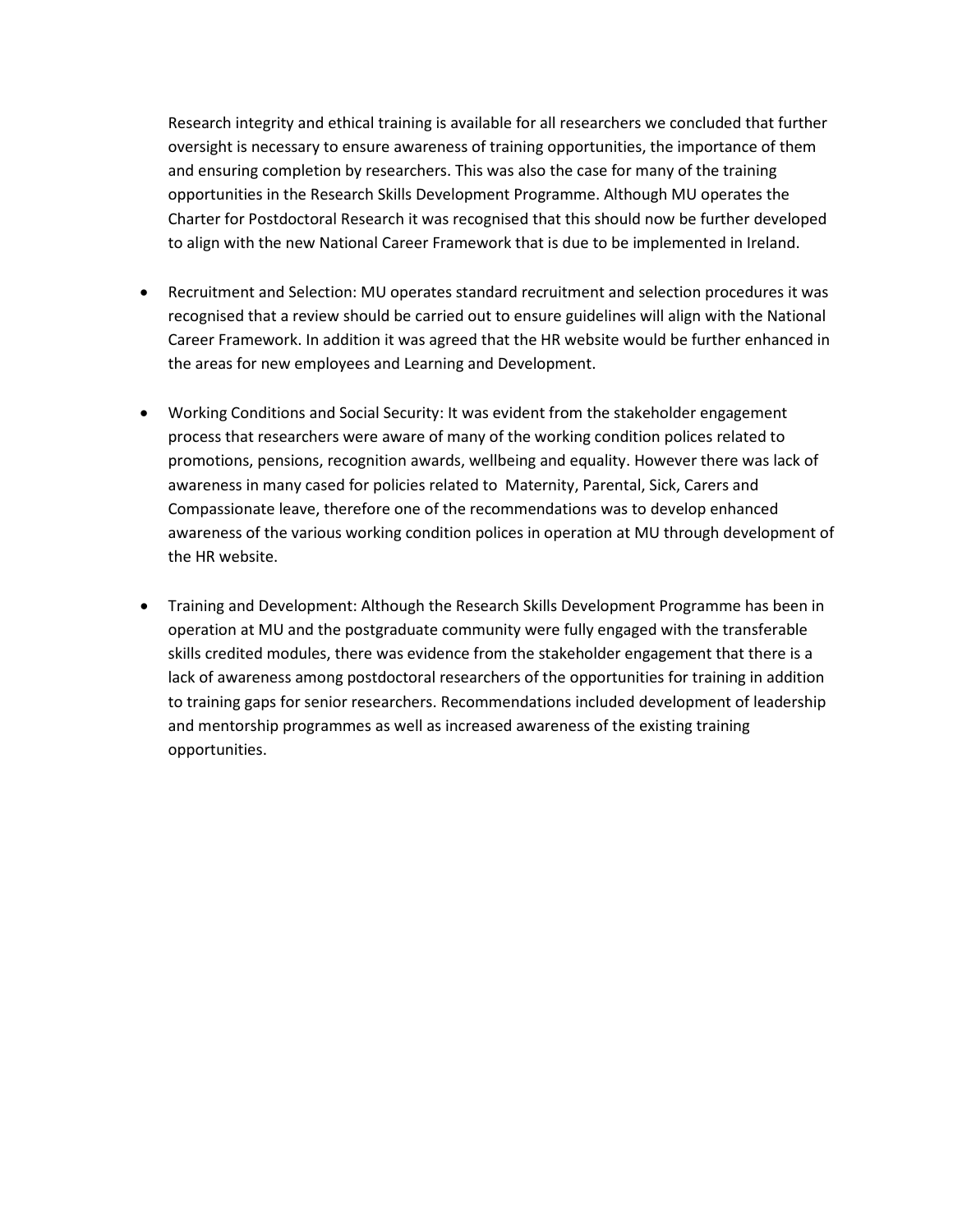Research integrity and ethical training is available for all researchers we concluded that further oversight is necessary to ensure awareness of training opportunities, the importance of them and ensuring completion by researchers. This was also the case for many of the training opportunities in the Research Skills Development Programme. Although MU operates the Charter for Postdoctoral Research it was recognised that this should now be further developed to align with the new National Career Framework that is due to be implemented in Ireland.

- Recruitment and Selection: MU operates standard recruitment and selection procedures it was recognised that a review should be carried out to ensure guidelines will align with the National Career Framework. In addition it was agreed that the HR website would be further enhanced in the areas for new employees and Learning and Development.

- Working Conditions and Social Security: It was evident from the stakeholder engagement process that researchers were aware of many of the working condition polices related to promotions, pensions, recognition awards, wellbeing and equality. However there was lack of awareness in many cased for policies related to Maternity, Parental, Sick, Carers and Compassionate leave, therefore one of the recommendations was to develop enhanced awareness of the various working condition polices in operation at MU through development of the HR website.

- Training and Development: Although the Research Skills Development Programme has been in operation at MU and the postgraduate community were fully engaged with the transferable skills credited modules, there was evidence from the stakeholder engagement that there is a lack of awareness among postdoctoral researchers of the opportunities for training in addition to training gaps for senior researchers. Recommendations included development of leadership and mentorship programmes as well as increased awareness of the existing training opportunities.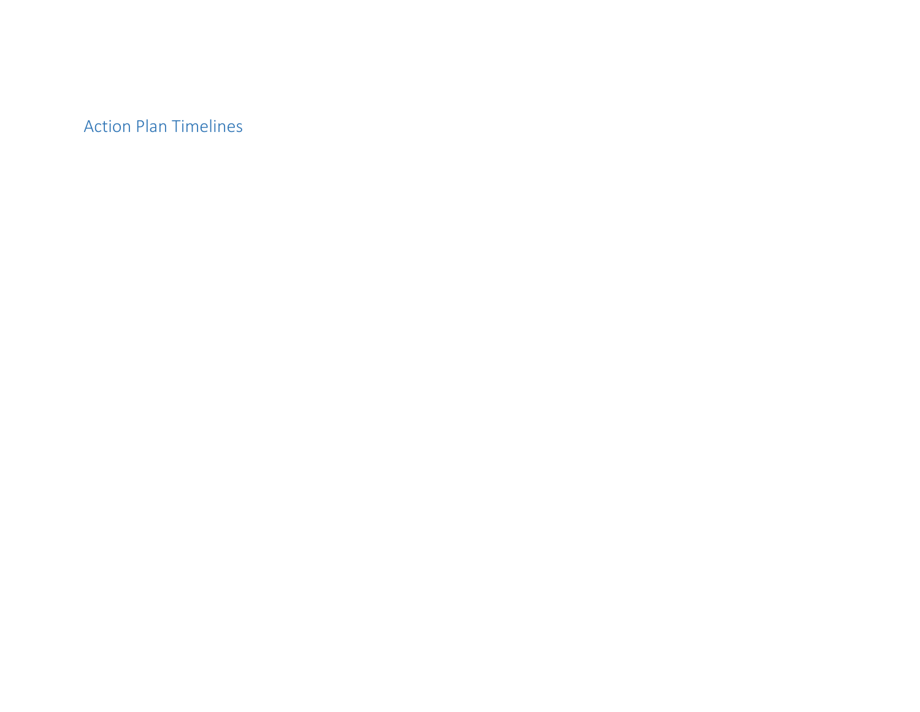## Action Plan Timelines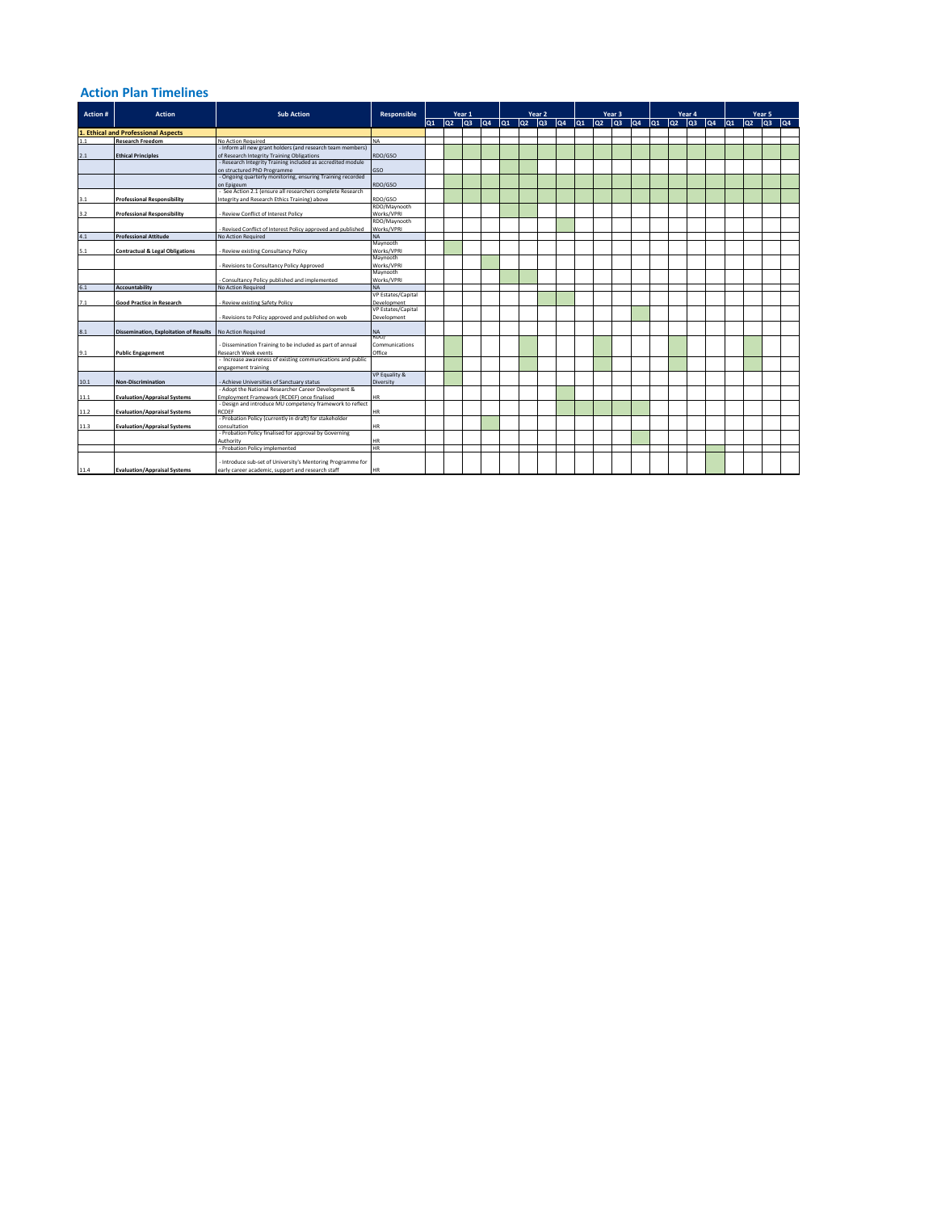## Action Plan Timelines

Shaded quarters in the source timeline are shown as ■.

| Action # | Action | Sub Action | Responsible | Year 1 | | | | Year 2 | | | | Year 3 | | | | Year 4 | | | | Year 5 | | | |
|---|---|---|---|---|---|---|---|---|---|---|---|---|---|---|---|---|---|---|---|---|---|---|---|
| | | | | Q1 | Q2 | Q3 | Q4 | Q1 | Q2 | Q3 | Q4 | Q1 | Q2 | Q3 | Q4 | Q1 | Q2 | Q3 | Q4 | Q1 | Q2 | Q3 | Q4 |
| **1. Ethical and Professional Aspects** | | | | | | | | | | | | | | | | | | | | | | | |
| 1.1 | **Research Freedom** | No Action Required | NA | | | | | | | | | | | | | | | | | | | | |
| 2.1 | **Ethical Principles** | - Inform all new grant holders (and research team members) of Research Integrity Training Obligations | RDO/GSO | | ■ | ■ | ■ | ■ | ■ | ■ | ■ | ■ | ■ | ■ | ■ | ■ | ■ | ■ | ■ | ■ | ■ | ■ | ■ |
| | | - Research Integrity Training included as accredited module on structured PhD Programme | GSO | | | | | ■ | ■ | | | | | | | | | | | | | | |
| | | - Ongoing quarterly monitoring, ensuring Training recorded on Epigeum | RDO/GSO | | ■ | ■ | ■ | ■ | ■ | ■ | ■ | ■ | ■ | ■ | ■ | ■ | ■ | ■ | ■ | ■ | ■ | ■ | ■ |
| 3.1 | **Professional Responsibility** | - See Action 2.1 (ensure all researchers complete Research Integrity and Research Ethics Training) above | RDO/GSO | | ■ | ■ | ■ | ■ | ■ | ■ | ■ | ■ | ■ | ■ | ■ | ■ | ■ | ■ | ■ | ■ | ■ | ■ | ■ |
| 3.2 | **Professional Responsibility** | - Review Conflict of Interest Policy | RDO/Maynooth Works/VPRI | | | | | ■ | ■ | | | | | | | | | | | | | | |
| | | - Revised Conflict of Interest Policy approved and published | RDO/Maynooth Works/VPRI | | | | | | | | ■ | | | | | | | | | | | | |
| 4.1 | **Professional Attitude** | No Action Required | NA | | | | | | | | | | | | | | | | | | | | |
| 5.1 | **Contractual & Legal Obligations** | - Review existing Consultancy Policy | Maynooth Works/VPRI | | ■ | | | | | | | | | | | | | | | | | | |
| | | - Revisions to Consultancy Policy Approved | Maynooth Works/VPRI | | | | ■ | | | | | | | | | | | | | | | | |
| | | - Consultancy Policy published and implemented | Maynooth Works/VPRI | | | | | ■ | ■ | | | | | | | | | | | | | | |
| 6.1 | **Accountability** | No Action Required | NA | | | | | | | | | | | | | | | | | | | | |
| 7.1 | **Good Practice in Research** | - Review existing Safety Policy | VP Estates/Capital Development | | | | | | | ■ | ■ | | | | | | | | | | | | |
| | | - Revisions to Policy approved and published on web | VP Estates/Capital Development | | | | | | | | | | | | ■ | | | | | | | | |
| 8.1 | **Dissemination, Exploitation of Results** | No Action Required | NA | | | | | | | | | | | | | | | | | | | | |
| 9.1 | **Public Engagement** | - Dissemination Training to be included as part of annual Research Week events | RDO/ Communications Office | | ■ | | | | ■ | | | | ■ | | | | ■ | | | | ■ | | |
| | | - Increase awareness of existing communications and public engagement training | | | ■ | | | | ■ | | | | ■ | | | | ■ | | | | ■ | | |
| 10.1 | **Non-Discrimination** | - Achieve Universities of Sanctuary status | VP Equality & Diversity | | ■ | | | | | | | | | | | | | | | | | | |
| 11.1 | **Evaluation/Appraisal Systems** | - Adopt the National Researcher Career Development & Employment Framework (RCDEF) once finalised | HR | | | | | | | | ■ | | | | | | | | | | | | |
| 11.2 | **Evaluation/Appraisal Systems** | - Design and introduce MU competency framework to reflect RCDEF | HR | | | | | | | | ■ | ■ | ■ | ■ | ■ | | | | | | | | |
| 11.3 | **Evaluation/Appraisal Systems** | - Probation Policy (currently in draft) for stakeholder consultation | HR | | | | ■ | | | | | | | | | | | | | | | | |
| | | - Probation Policy finalised for approval by Governing Authority | HR | | | | | | | | | | | | ■ | | | | | | | | |
| | | - Probation Policy implemented | HR | | | | | | | | | | | | | | | | ■ | | | | |
| 11.4 | **Evaluation/Appraisal Systems** | - Introduce sub-set of University's Mentoring Programme for early career academic, support and research staff | HR | | | | | | | | | | | | | | | | ■ | | | | |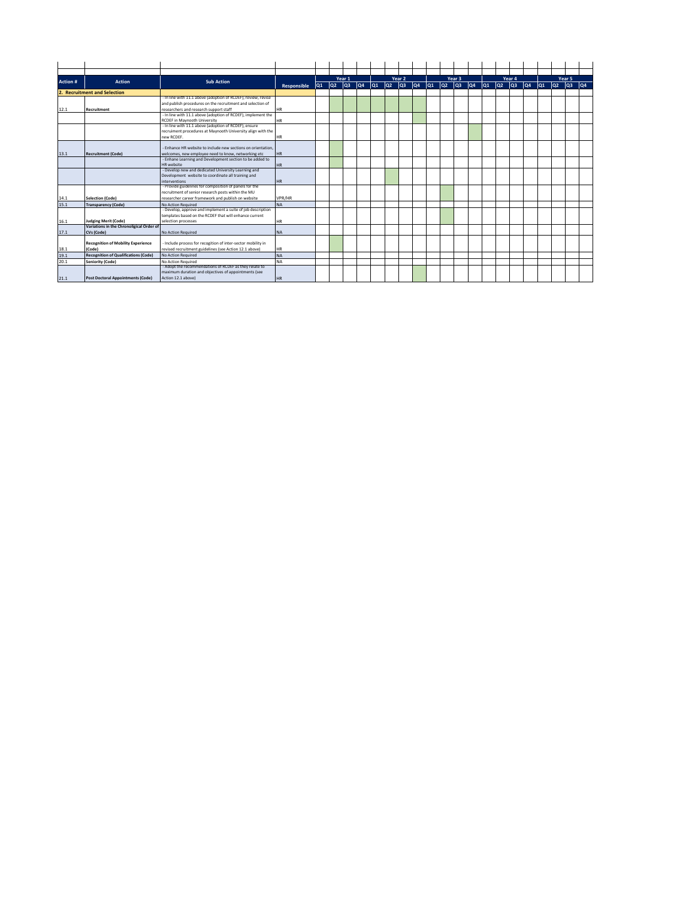| Action # | Action | Sub Action | Responsible | Year 1 | | | | Year 2 | | | | Year 3 | | | | Year 4 | | | | Year 5 | | | |
|---|---|---|---|---|---|---|---|---|---|---|---|---|---|---|---|---|---|---|---|---|---|---|---|
| | | | | Q1 | Q2 | Q3 | Q4 | Q1 | Q2 | Q3 | Q4 | Q1 | Q2 | Q3 | Q4 | Q1 | Q2 | Q3 | Q4 | Q1 | Q2 | Q3 | Q4 |
| **2. Recruitment and Selection** | | | | | | | | | | | | | | | | | | | | | | | |
| 12.1 | **Recruitment** | - In line with 11.1 above (adoption of RCDEF), review, revise and publish procedures on the recruitment and selection of researchers and research support staff | HR | | X | X | X | X | X | X | X | | | | | | | | | | | | |
| | | - In line with 11.1 above (adoption of RCDEF), implement the RCDEF in Maynooth University | HR | | | | | | | | X | | | | | | | | | | | | |
| | | - In line with 11.1 above (adoption of RCDEF), ensure recruiment procedures at Maynooth University align with the new RCDEF. | HR | | | | | | | | | | | | X | | | | | | | | |
| 13.1 | **Recruitment (Code)** | - Enhance HR website to include new sections on orientation, welcomes, new employee need to know, networking etc | HR | | X | | | | | | | | | | | | | | | | | | |
| | | - Enhane Learning and Development section to be added to HR website | HR | | X | | | | | | | | | | | | | | | | | | |
| | | - Develop new and dedicated University Learning and Development website to coordinate all training and interventions | HR | | | | | | X | | | | | | | | | | | | | | |
| 14.1 | **Selection (Code)** | - Provide guidelines for composition of panels for the recruitment of senior research posts within the MU researcher career framework and publish on website | VPR/HR | | | | | | | | | | X | | | | | | | | | | |
| 15.1 | **Transparency (Code)** | No Action Required | NA | | | | | | | | | | | | | | | | | | | | |
| 16.1 | **Judging Merit (Code)** | - Develop, approve and implement a suite of job description templates based on the RCDEF that will enhance current selection processes | HR | | | | | | | | | | X | | | | | | | | | | |
| 17.1 | **Variations in the Chronoligical Order of CVs (Code)** | No Action Required | NA | | | | | | | | | | | | | | | | | | | | |
| 18.1 | **Recognition of Mobility Experience (Code)** | - Include process for recogition of inter-sector mobility in revised recruitment guidelines (see Action 12.1 above) | HR | | X | | | | | | | | | | | | | | | | | | |
| 19.1 | **Recognition of Qualifications (Code)** | No Action Required | NA | | | | | | | | | | | | | | | | | | | | |
| 20.1 | **Seniority (Code)** | No Action Required | NA | | | | | | | | | | | | | | | | | | | | |
| 21.1 | **Post Doctoral Appointments (Code)** | - Adopt the recommendations of RCDEF as they relate to maximum duration and objectives of appointments (see Action 12.1 above) | HR | | | | | | | | X | | | | | | | | | | | | |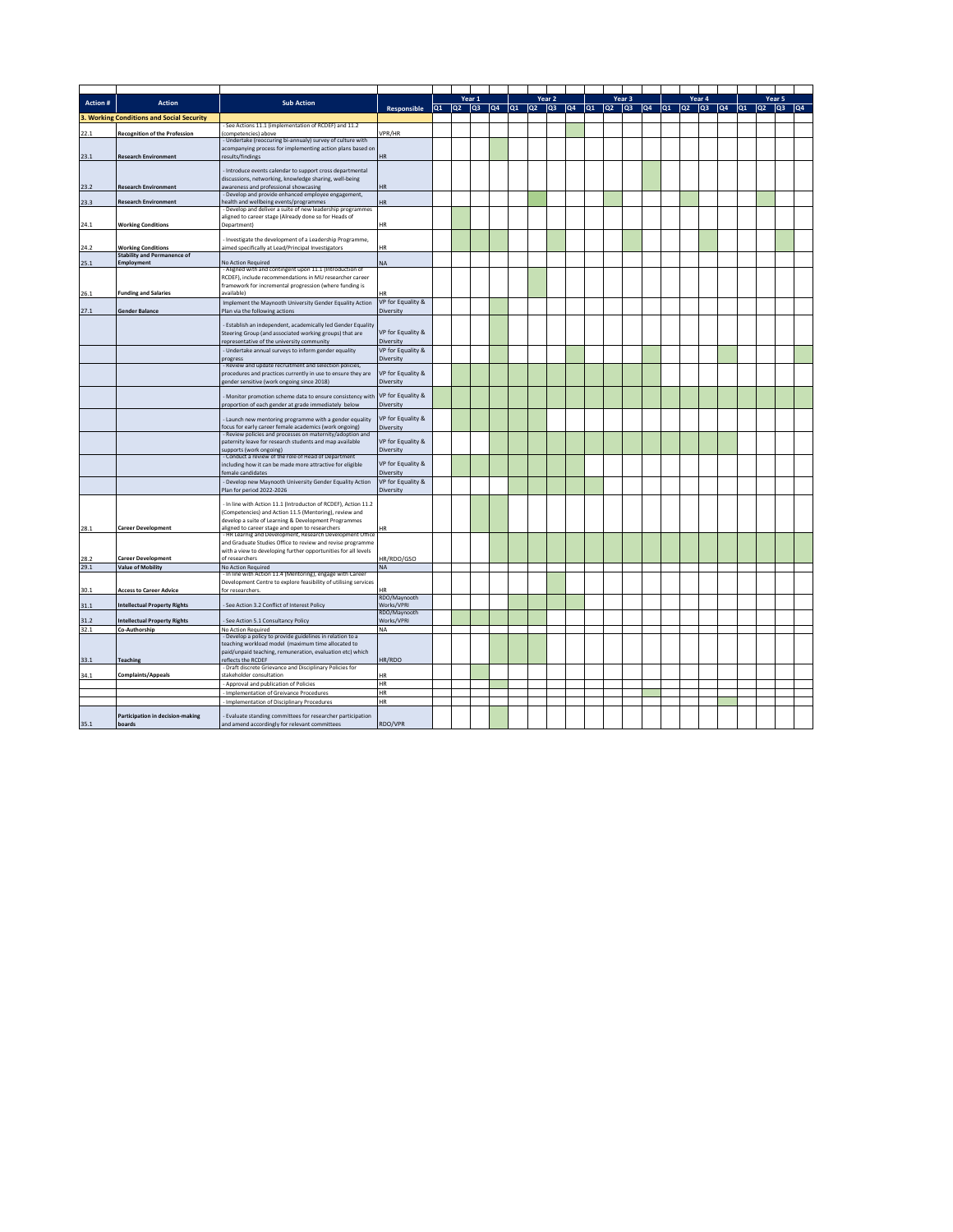| Action # | Action | Sub Action | Responsible | Year 1 Q1 | Year 1 Q2 | Year 1 Q3 | Year 1 Q4 | Year 2 Q1 | Year 2 Q2 | Year 2 Q3 | Year 2 Q4 | Year 3 Q1 | Year 3 Q2 | Year 3 Q3 | Year 3 Q4 | Year 4 Q1 | Year 4 Q2 | Year 4 Q3 | Year 4 Q4 | Year 5 Q1 | Year 5 Q2 | Year 5 Q3 | Year 5 Q4 |
|---|---|---|---|---|---|---|---|---|---|---|---|---|---|---|---|---|---|---|---|---|---|---|---|
| **3. Working Conditions and Social Security** | | | | | | | | | | | | | | | | | | | | | | | |
| 22.1 | **Recognition of the Profession** | - See Actions 11.1 (implementation of RCDEF) and 11.2 (competencies) above | VPR/HR | | | | | | | | | | | | | | | | | | | | |
| 23.1 | **Research Environment** | - Undertake (reoccuring bi-annualy) survey of culture with acompanying process for implementing action plans based on results/findings | HR | | | | | | | | | | | | | | | | | | | | |
| 23.2 | **Research Environment** | - Introduce events calendar to support cross departmental discussions, networking, knowledge sharing, well-being awareness and professional showcasing | HR | | | | | | | | | | | | | | | | | | | | |
| 23.3 | **Research Environment** | - Develop and provide enhanced employee engagement, health and wellbeing events/programmes | HR | | | | | | | | | | | | | | | | | | | | |
| 24.1 | **Working Conditions** | - Develop and deliver a suite of new leadership programmes aligned to career stage (Already done so for Heads of Department) | HR | | | | | | | | | | | | | | | | | | | | |
| 24.2 | **Working Conditions** | - Investigate the development of a Leadership Programme, aimed specifically at Lead/Principal Investigators | HR | | | | | | | | | | | | | | | | | | | | |
| 25.1 | **Stability and Permanence of Employment** | No Action Required | NA | | | | | | | | | | | | | | | | | | | | |
| 26.1 | **Funding and Salaries** | - Aligned with and contingent upon 11.1 (introduction of RCDEF), include recommendations in MU researcher career framework for incremental progression (where funding is available) | HR | | | | | | | | | | | | | | | | | | | | |
| 27.1 | **Gender Balance** | Implement the Maynooth University Gender Equality Action Plan via the following actions | VP for Equality & Diversity | | | | | | | | | | | | | | | | | | | | |
| | | - Establish an independent, academically led Gender Equality Steering Group (and associated working groups) that are representative of the university community | VP for Equality & Diversity | | | | | | | | | | | | | | | | | | | | |
| | | - Undertake annual surveys to inform gender equality progress | VP for Equality & Diversity | | | | | | | | | | | | | | | | | | | | |
| | | - Review and update recruitment and selection policies, procedures and practices currently in use to ensure they are gender sensitive (work ongoing since 2018) | VP for Equality & Diversity | | | | | | | | | | | | | | | | | | | | |
| | | - Monitor promotion scheme data to ensure consistency with proportion of each gender at grade immediately below | VP for Equality & Diversity | | | | | | | | | | | | | | | | | | | | |
| | | - Launch new mentoring programme with a gender equality focus for early career female academics (work ongoing) | VP for Equality & Diversity | | | | | | | | | | | | | | | | | | | | |
| | | - Review policies and processes on maternity/adoption and paternity leave for research students and map available supports (work ongoing) | VP for Equality & Diversity | | | | | | | | | | | | | | | | | | | | |
| | | - Conduct a review of the role of Head of Department including how it can be made more attractive for eligible female candidates | VP for Equality & Diversity | | | | | | | | | | | | | | | | | | | | |
| | | - Develop new Maynooth University Gender Equality Action Plan for period 2022-2026 | VP for Equality & Diversity | | | | | | | | | | | | | | | | | | | | |
| 28.1 | **Career Development** | - In line with Action 11.1 (Introducton of RCDEF), Action 11.2 (Competencies) and Action 11.5 (Mentoring), review and develop a suite of Learning & Development Programmes aligned to career stage and open to researchers | HR | | | | | | | | | | | | | | | | | | | | |
| 28.2 | **Career Development** | - HR Learing and Development, Research Development Office and Graduate Studies Office to review and revise programme with a view to developing further opportunities for all levels of researchers | HR/RDO/GSO | | | | | | | | | | | | | | | | | | | | |
| 29.1 | **Value of Mobility** | No Action Required | NA | | | | | | | | | | | | | | | | | | | | |
| 30.1 | **Access to Career Advice** | - In line with Action 11.4 (Mentoring), engage with Career Development Centre to explore feasibility of utilising services for researchers. | HR | | | | | | | | | | | | | | | | | | | | |
| 31.1 | **Intellectual Property Rights** | - See Action 3.2 Conflict of Interest Policy | RDO/Maynooth Works/VPRI | | | | | | | | | | | | | | | | | | | | |
| 31.2 | **Intellectual Property Rights** | - See Action 5.1 Consultancy Policy | RDO/Maynooth Works/VPRI | | | | | | | | | | | | | | | | | | | | |
| 32.1 | **Co-Authorship** | No Action Required | NA | | | | | | | | | | | | | | | | | | | | |
| 33.1 | **Teaching** | - Develop a policy to provide guidelines in relation to a teaching workload model (maximum time allocated to paid/unpaid teaching, remuneration, evaluation etc) which reflects the RCDEF | HR/RDO | | | | | | | | | | | | | | | | | | | | |
| 34.1 | **Complaints/Appeals** | - Draft discrete Grievance and Disciplinary Policies for stakeholder consultation | HR | | | | | | | | | | | | | | | | | | | | |
| | | - Approval and publication of Policies | HR | | | | | | | | | | | | | | | | | | | | |
| | | - Implementation of Greivance Procedures | HR | | | | | | | | | | | | | | | | | | | | |
| | | - Implementation of Disciplinary Procedures | HR | | | | | | | | | | | | | | | | | | | | |
| 35.1 | **Participation in decision-making boards** | - Evaluate standing committees for researcher participation and amend accordingly for relevant committees | RDO/VPR | | | | | | | | | | | | | | | | | | | | |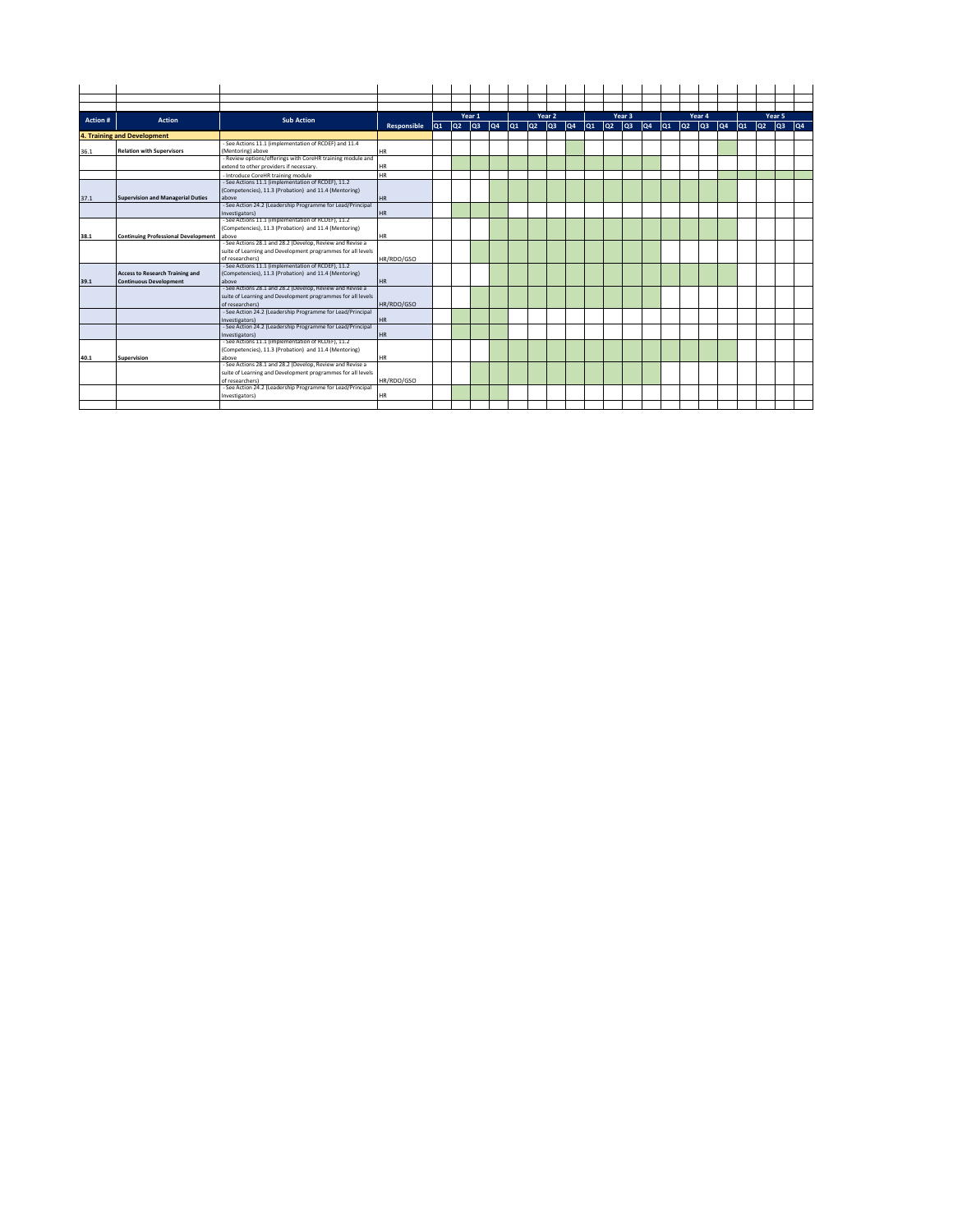| Action # | Action | Sub Action | Responsible | Year 1 | | | | Year 2 | | | | Year 3 | | | | Year 4 | | | | Year 5 | | | |
|---|---|---|---|---|---|---|---|---|---|---|---|---|---|---|---|---|---|---|---|---|---|---|---|
| | | | | Q1 | Q2 | Q3 | Q4 | Q1 | Q2 | Q3 | Q4 | Q1 | Q2 | Q3 | Q4 | Q1 | Q2 | Q3 | Q4 | Q1 | Q2 | Q3 | Q4 |
| **4. Training and Development** | | | | | | | | | | | | | | | | | | | | | | | |
| 36.1 | **Relation with Supervisors** | - See Actions 11.1 (implementation of RCDEF) and 11.4 (Mentoring) above | HR | | | | | | | | | | | | | | | | | | | | |
| | | - Review options/offerings with CoreHR training module and extend to other providers if necessary. | HR | | | | | | | | | | | | | | | | | | | | |
| | | - Introduce CoreHR training module | HR | | | | | | | | | | | | | | | | | | | | |
| 37.1 | **Supervision and Managerial Duties** | - See Actions 11.1 (implementation of RCDEF), 11.2 (Competencies), 11.3 (Probation) and 11.4 (Mentoring) above | HR | | | | | | | | | | | | | | | | | | | | |
| | | - See Action 24.2 (Leadership Programme for Lead/Principal Investigators) | HR | | | | | | | | | | | | | | | | | | | | |
| 38.1 | **Continuing Professional Development** | - See Actions 11.1 (implementation of RCDEF), 11.2 (Competencies), 11.3 (Probation) and 11.4 (Mentoring) above | HR | | | | | | | | | | | | | | | | | | | | |
| | | - See Actions 28.1 and 28.2 (Develop, Review and Revise a suite of Learning and Development programmes for all levels of researchers) | HR/RDO/GSO | | | | | | | | | | | | | | | | | | | | |
| 39.1 | **Access to Research Training and Continuous Development** | - See Actions 11.1 (implementation of RCDEF), 11.2 (Competencies), 11.3 (Probation) and 11.4 (Mentoring) above | HR | | | | | | | | | | | | | | | | | | | | |
| | | - See Actions 28.1 and 28.2 (Develop, Review and Revise a suite of Learning and Development programmes for all levels of researchers) | HR/RDO/GSO | | | | | | | | | | | | | | | | | | | | |
| | | - See Action 24.2 (Leadership Programme for Lead/Principal Investigators) | HR | | | | | | | | | | | | | | | | | | | | |
| | | - See Action 24.2 (Leadership Programme for Lead/Principal Investigators) | HR | | | | | | | | | | | | | | | | | | | | |
| 40.1 | **Supervision** | - See Actions 11.1 (implementation of RCDEF), 11.2 (Competencies), 11.3 (Probation) and 11.4 (Mentoring) above | HR | | | | | | | | | | | | | | | | | | | | |
| | | - See Actions 28.1 and 28.2 (Develop, Review and Revise a suite of Learning and Development programmes for all levels of researchers) | HR/RDO/GSO | | | | | | | | | | | | | | | | | | | | |
| | | - See Action 24.2 (Leadership Programme for Lead/Principal Investigators) | HR | | | | | | | | | | | | | | | | | | | | |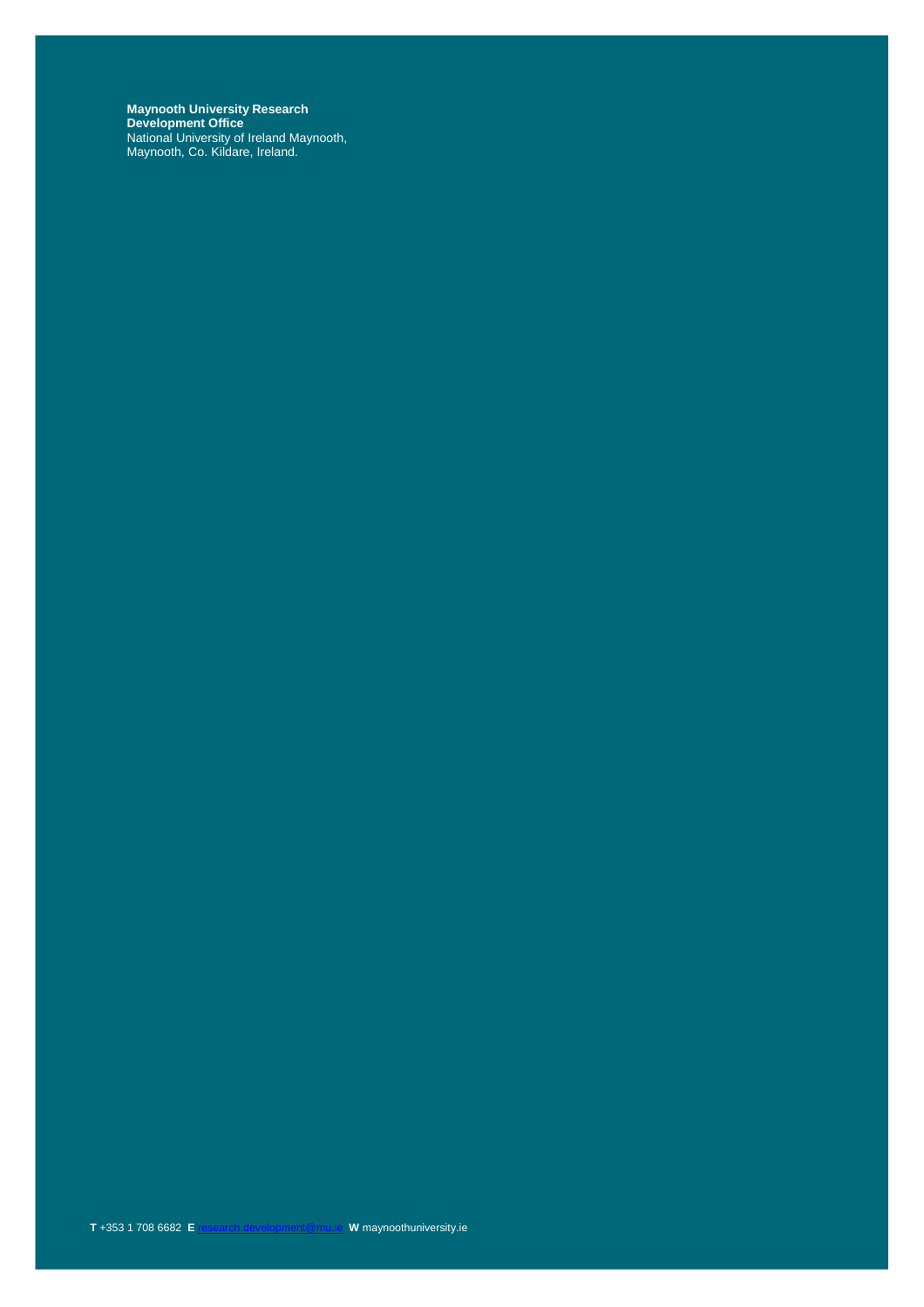**Maynooth University Research Development Office**
National University of Ireland Maynooth,
Maynooth, Co. Kildare, Ireland.

**T** +353 1 708 6682 **E** research.development@mu.ie **W** maynoothuniversity.ie